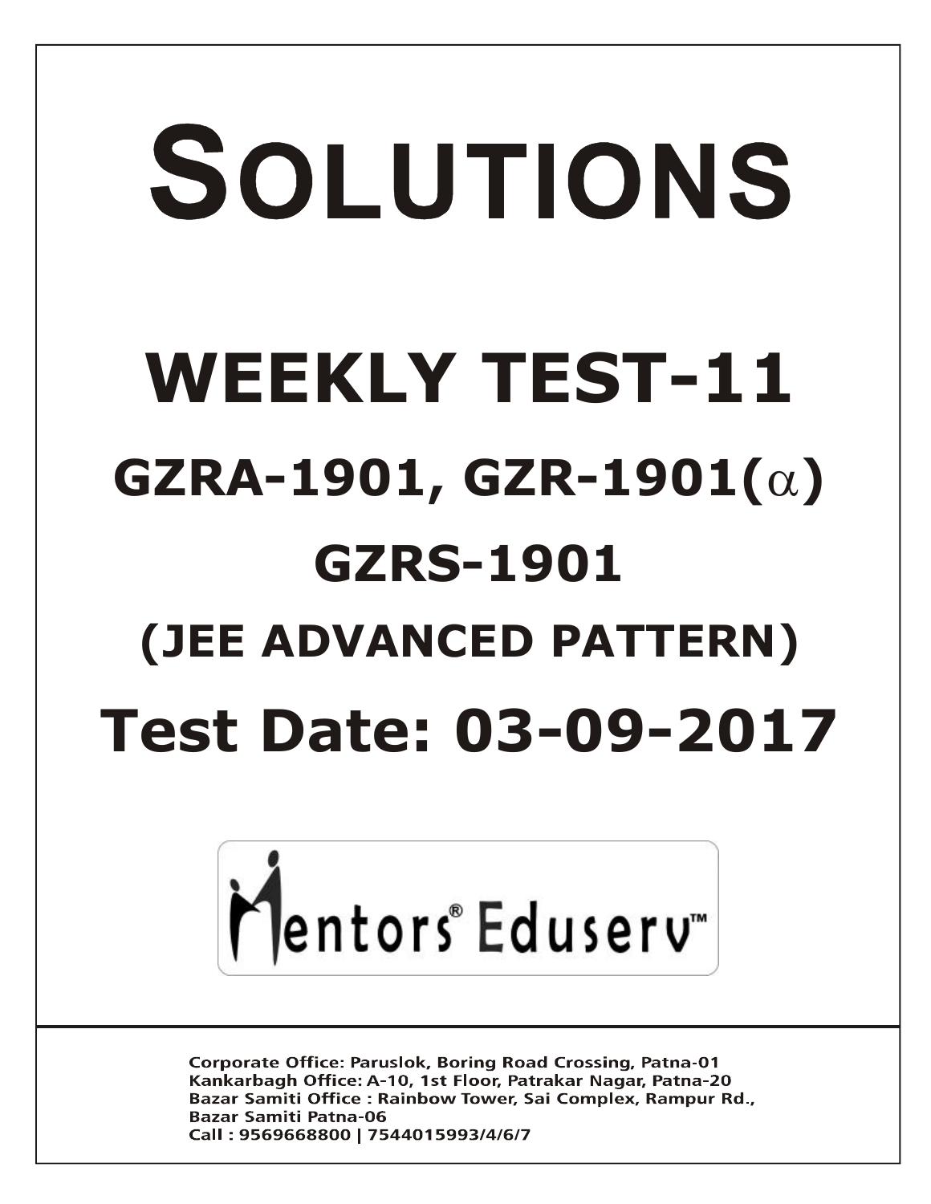# SOLUTIONS

# WEEKLY TEST-11

## GZRA-1901, GZR-1901($\alpha$)

## GZRS-1901

## (JEE ADVANCED PATTERN)

# Test Date: 03-09-2017

Mentors® Eduserv™

Corporate Office: Paruslok, Boring Road Crossing, Patna-01
Kankarbagh Office: A-10, 1st Floor, Patrakar Nagar, Patna-20
Bazar Samiti Office : Rainbow Tower, Sai Complex, Rampur Rd., Bazar Samiti Patna-06
Call : 9569668800 | 7544015993/4/6/7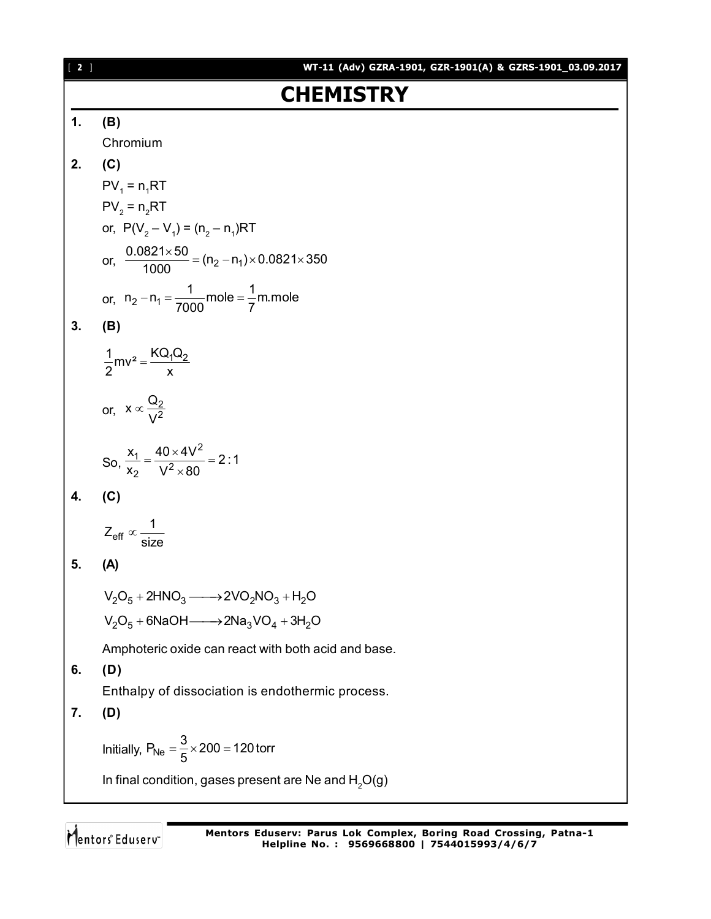# CHEMISTRY

**1.** **(B)**

Chromium

**2.** **(C)**

$PV_1 = n_1RT$

$PV_2 = n_2RT$

or, $P(V_2 - V_1) = (n_2 - n_1)RT$

or, $\frac{0.0821 \times 50}{1000} = (n_2 - n_1) \times 0.0821 \times 350$

or, $n_2 - n_1 = \frac{1}{7000}\text{mole} = \frac{1}{7}\text{m.mole}$

**3.** **(B)**

$\frac{1}{2}mv^2 = \frac{KQ_1Q_2}{x}$

or, $x \propto \frac{Q_2}{V^2}$

So, $\frac{x_1}{x_2} = \frac{40 \times 4V^2}{V^2 \times 80} = 2:1$

**4.** **(C)**

$Z_{eff} \propto \frac{1}{\text{size}}$

**5.** **(A)**

$V_2O_5 + 2HNO_3 \longrightarrow 2VO_2NO_3 + H_2O$

$V_2O_5 + 6NaOH \longrightarrow 2Na_3VO_4 + 3H_2O$

Amphoteric oxide can react with both acid and base.

**6.** **(D)**

Enthalpy of dissociation is endothermic process.

**7.** **(D)**

Initially, $P_{Ne} = \frac{3}{5} \times 200 = 120\,\text{torr}$

In final condition, gases present are Ne and $H_2O(g)$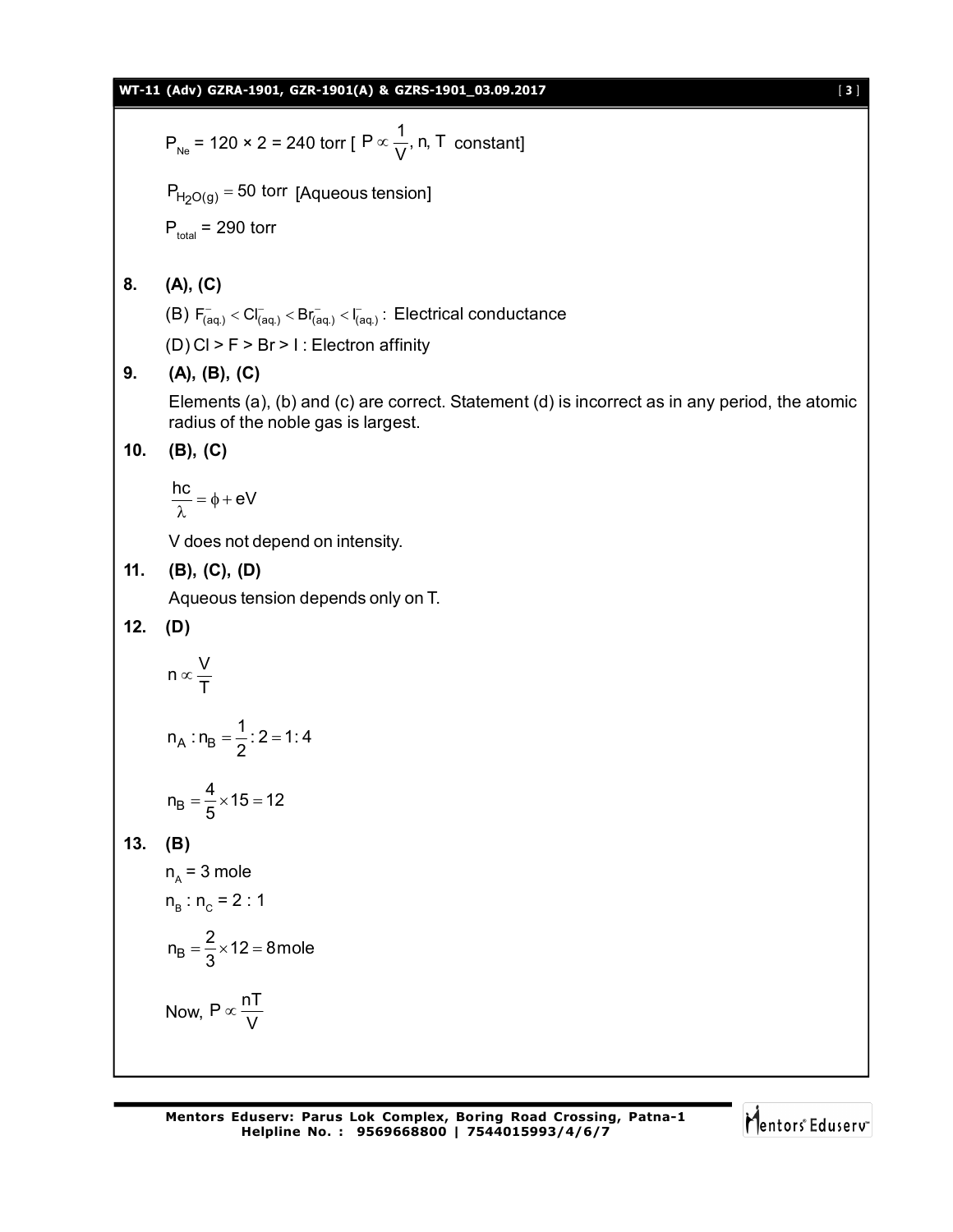$P_{Ne}$ = 120 × 2 = 240 torr [ $P \propto \frac{1}{V}$, n, T constant]

$P_{H_2O(g)} = 50$ torr [Aqueous tension]

$P_{total}$ = 290 torr

**8. (A), (C)**

(B) $F^-_{(aq.)} < Cl^-_{(aq.)} < Br^-_{(aq.)} < I^-_{(aq.)}$ : Electrical conductance

(D) Cl > F > Br > I : Electron affinity

**9. (A), (B), (C)**

Elements (a), (b) and (c) are correct. Statement (d) is incorrect as in any period, the atomic radius of the noble gas is largest.

**10. (B), (C)**

$$\frac{hc}{\lambda} = \phi + eV$$

V does not depend on intensity.

**11. (B), (C), (D)**

Aqueous tension depends only on T.

**12. (D)**

$$n \propto \frac{V}{T}$$

$$n_A : n_B = \frac{1}{2} : 2 = 1 : 4$$

$$n_B = \frac{4}{5} \times 15 = 12$$

**13. (B)**

$n_A$ = 3 mole

$n_B : n_C$ = 2 : 1

$$n_B = \frac{2}{3} \times 12 = 8 \text{mole}$$

Now, $P \propto \frac{nT}{V}$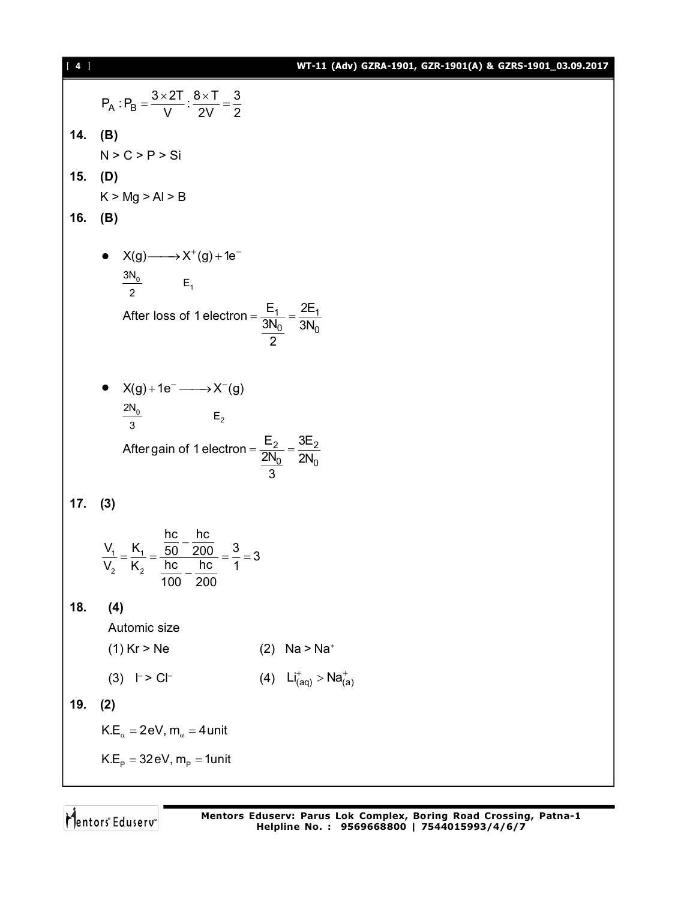$$P_A : P_B = \frac{3 \times 2T}{V} : \frac{8 \times T}{2V} = \frac{3}{2}$$

**14. (B)**

N > C > P > Si

**15. (D)**

K > Mg > Al > B

**16. (B)**

- $X(g) \longrightarrow X^+(g) + 1e^-$

  $\frac{3N_0}{2}$ $\quad E_1$

  After loss of 1 electron $= \frac{E_1}{\frac{3N_0}{2}} = \frac{2E_1}{3N_0}$

- $X(g) + 1e^- \longrightarrow X^-(g)$

  $\frac{2N_0}{3}$ $\quad E_2$

  After gain of 1 electron $= \frac{E_2}{\frac{2N_0}{3}} = \frac{3E_2}{2N_0}$

**17. (3)**

$$\frac{V_1}{V_2} = \frac{K_1}{K_2} = \frac{\frac{hc}{50} - \frac{hc}{200}}{\frac{hc}{100} - \frac{hc}{200}} = \frac{3}{1} = 3$$

**18. (4)**

Automic size

(1) Kr > Ne $\qquad$ (2) Na > $Na^+$

(3) $I^-$ > $Cl^-$ $\qquad$ (4) $Li^+_{(aq)} > Na^+_{(a)}$

**19. (2)**

$K.E_\alpha = 2\,eV,\ m_\alpha = 4\,unit$

$K.E_p = 32\,eV,\ m_p = 1\,unit$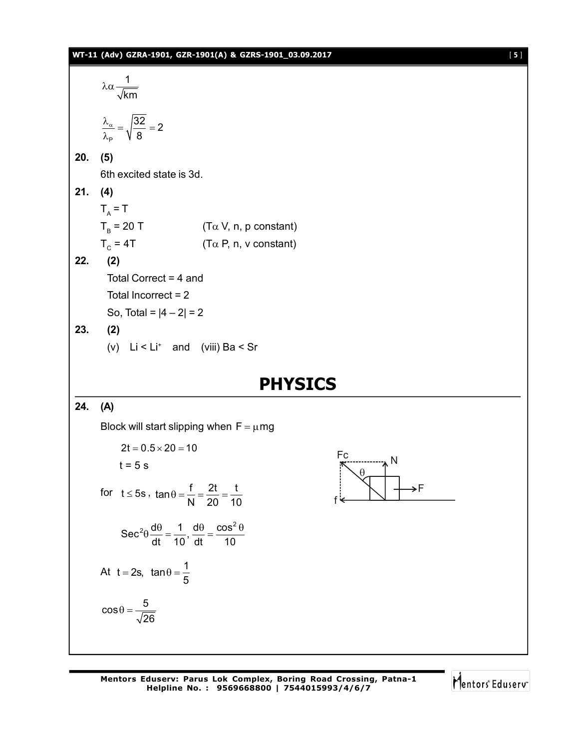$$\lambda \alpha \frac{1}{\sqrt{km}}$$

$$\frac{\lambda_{\alpha}}{\lambda_{P}} = \sqrt{\frac{32}{8}} = 2$$

**20. (5)**

6th excited state is 3d.

**21. (4)**

$T_A = T$

$T_B = 20\,T$ ($T \alpha$ V, n, p constant)

$T_C = 4T$ ($T \alpha$ P, n, v constant)

**22. (2)**

Total Correct = 4 and

Total Incorrect = 2

So, Total = |4 – 2| = 2

**23. (2)**

(v) $Li < Li^{+}$ and (viii) $Ba < Sr$

# PHYSICS

**24. (A)**

Block will start slipping when $F = \mu mg$

$$2t = 0.5 \times 20 = 10$$

t = 5 s

for $t \le 5s$, $\tan\theta = \frac{f}{N} = \frac{2t}{20} = \frac{t}{10}$

$$\text{Sec}^2\theta \frac{d\theta}{dt} = \frac{1}{10}, \frac{d\theta}{dt} = \frac{\cos^2\theta}{10}$$

At $t = 2s$, $\tan\theta = \frac{1}{5}$

$$\cos\theta = \frac{5}{\sqrt{26}}$$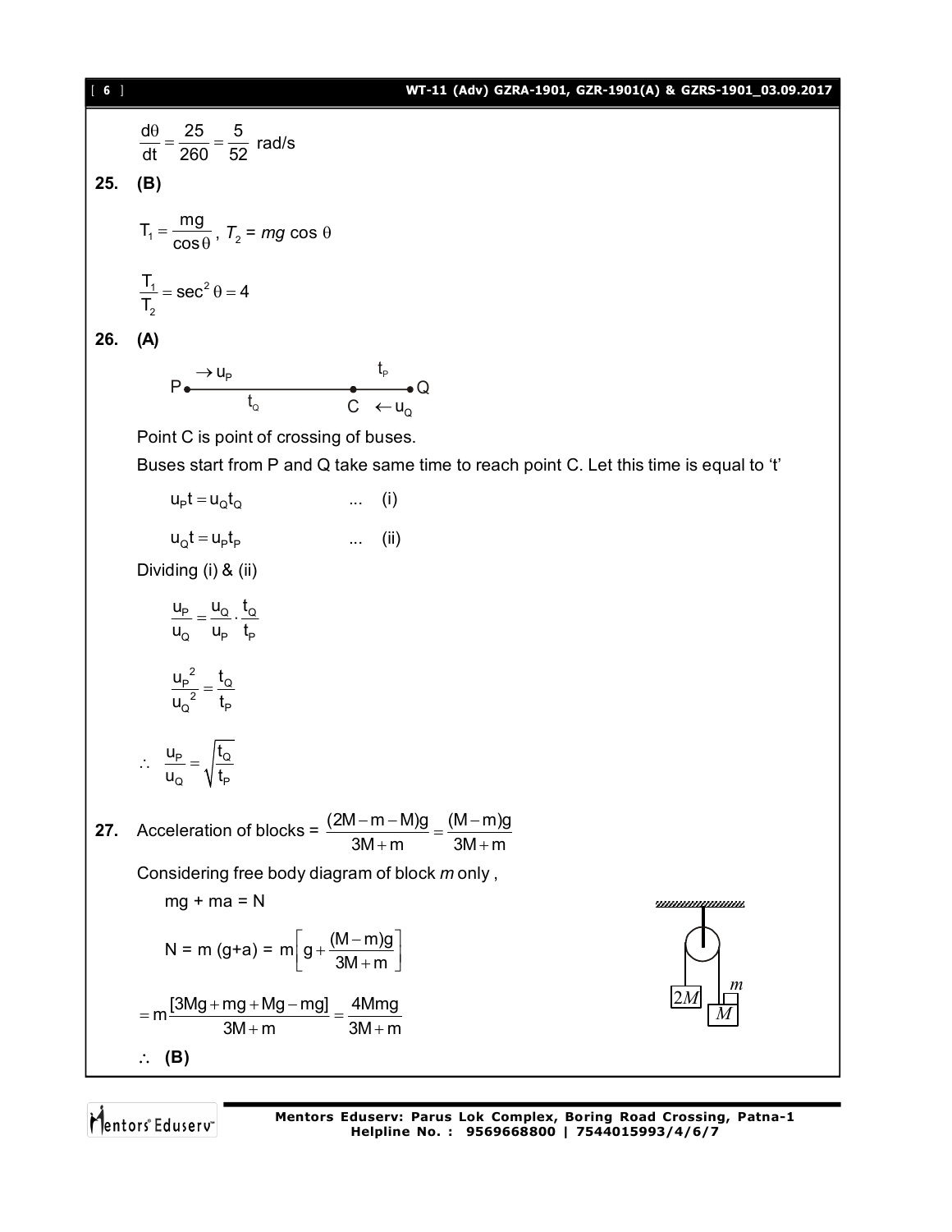$$\frac{d\theta}{dt} = \frac{25}{260} = \frac{5}{52} \text{ rad/s}$$

**25. (B)**

$T_1 = \dfrac{mg}{\cos\theta}$, $T_2 = mg\cos\theta$

$$\frac{T_1}{T_2} = \sec^2\theta = 4$$

**26. (A)**

P ● $\rightarrow u_P$ ———— $t_Q$ ———— ● C $\leftarrow u_Q$ $t_P$ ● Q

Point C is point of crossing of buses.

Buses start from P and Q take same time to reach point C. Let this time is equal to 't'

$$u_P t = u_Q t_Q \quad \text{... (i)}$$

$$u_Q t = u_P t_P \quad \text{... (ii)}$$

Dividing (i) & (ii)

$$\frac{u_P}{u_Q} = \frac{u_Q}{u_P} \cdot \frac{t_Q}{t_P}$$

$$\frac{u_P^2}{u_Q^2} = \frac{t_Q}{t_P}$$

$$\therefore \; \frac{u_P}{u_Q} = \sqrt{\frac{t_Q}{t_P}}$$

**27.** Acceleration of blocks = $\dfrac{(2M - m - M)g}{3M + m} = \dfrac{(M - m)g}{3M + m}$

Considering free body diagram of block *m* only ,

$$mg + ma = N$$

$$N = m(g + a) = m\left[g + \frac{(M - m)g}{3M + m}\right]$$

$$= m\frac{[3Mg + mg + Mg - mg]}{3M + m} = \frac{4Mmg}{3M + m}$$

$\therefore$ **(B)**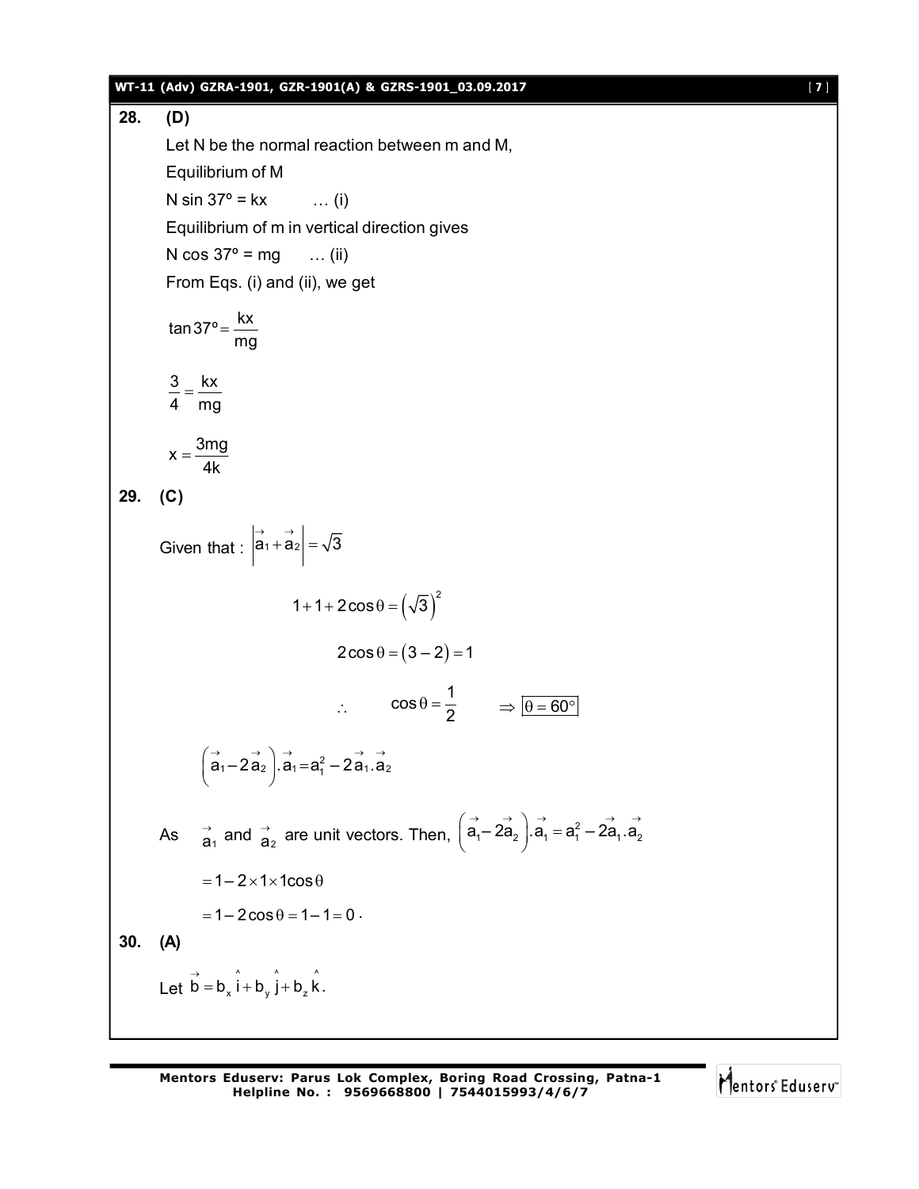**28. (D)**

Let N be the normal reaction between m and M,

Equilibrium of M

$N \sin 37^\circ = kx$ … (i)

Equilibrium of m in vertical direction gives

$N \cos 37^\circ = mg$ … (ii)

From Eqs. (i) and (ii), we get

$$\tan 37^\circ = \frac{kx}{mg}$$

$$\frac{3}{4} = \frac{kx}{mg}$$

$$x = \frac{3mg}{4k}$$

**29. (C)**

Given that : $\left|\vec{a}_1 + \vec{a}_2\right| = \sqrt{3}$

$$1 + 1 + 2\cos\theta = \left(\sqrt{3}\right)^2$$

$$2\cos\theta = (3 - 2) = 1$$

$$\therefore \quad \cos\theta = \frac{1}{2} \quad \Rightarrow \boxed{\theta = 60^\circ}$$

$$\left(\vec{a}_1 - 2\vec{a}_2\right).\vec{a}_1 = a_1^2 - 2\vec{a}_1.\vec{a}_2$$

As $\vec{a}_1$ and $\vec{a}_2$ are unit vectors. Then, $\left(\vec{a}_1 - 2\vec{a}_2\right).\vec{a}_1 = a_1^2 - 2\vec{a}_1.\vec{a}_2$

$= 1 - 2 \times 1 \times 1\cos\theta$

$= 1 - 2\cos\theta = 1 - 1 = 0$ .

**30. (A)**

Let $\vec{b} = b_x\hat{i} + b_y\hat{j} + b_z\hat{k}$.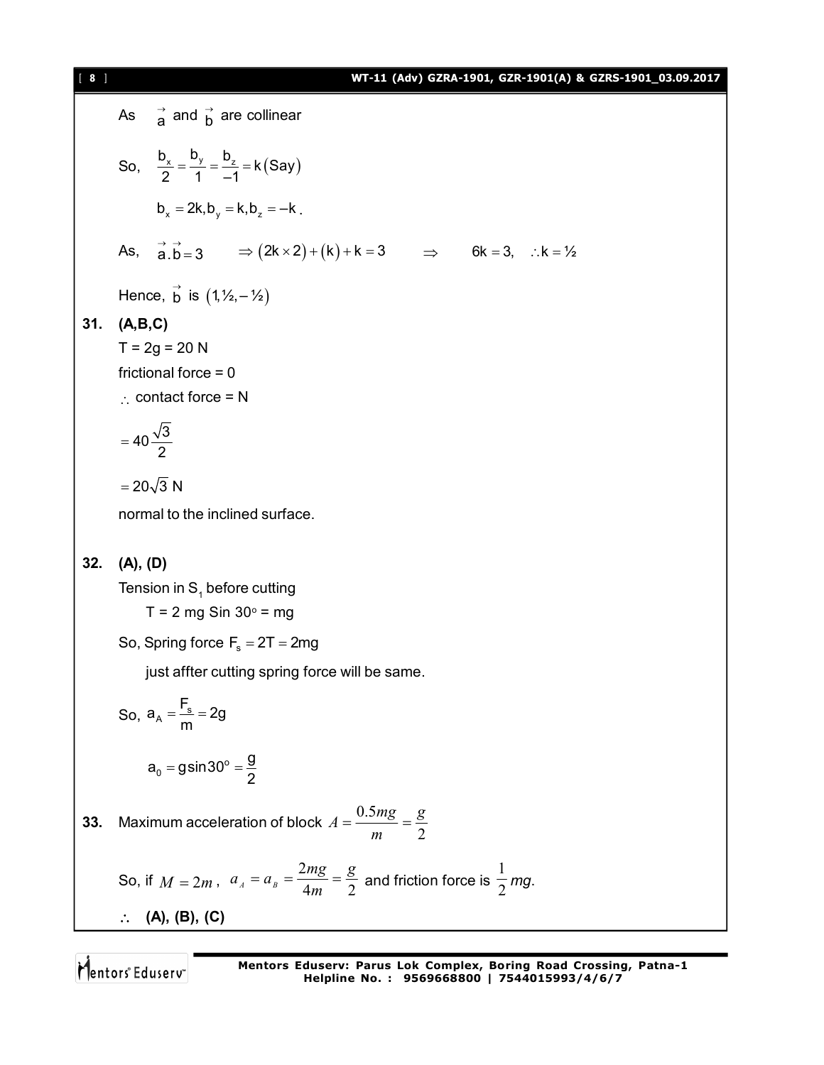As $\vec{a}$ and $\vec{b}$ are collinear

So, $\frac{b_x}{2} = \frac{b_y}{1} = \frac{b_z}{-1} = k(\text{Say})$

$b_x = 2k, b_y = k, b_z = -k$.

As, $\vec{a}.\vec{b} = 3 \quad \Rightarrow (2k \times 2) + (k) + k = 3 \quad \Rightarrow \quad 6k = 3, \quad \therefore k = ½$

Hence, $\vec{b}$ is $(1, ½, -½)$

**31. (A,B,C)**

T = 2g = 20 N

frictional force = 0

$\therefore$ contact force = N

$= 40\frac{\sqrt{3}}{2}$

$= 20\sqrt{3}$ N

normal to the inclined surface.

**32. (A), (D)**

Tension in $S_1$ before cutting

T = 2 mg Sin 30° = mg

So, Spring force $F_s = 2T = 2mg$

just affter cutting spring force will be same.

So, $a_A = \frac{F_s}{m} = 2g$

$a_0 = g\sin 30° = \frac{g}{2}$

**33.** Maximum acceleration of block $A = \frac{0.5mg}{m} = \frac{g}{2}$

So, if $M = 2m$, $a_A = a_B = \frac{2mg}{4m} = \frac{g}{2}$ and friction force is $\frac{1}{2}mg$.

$\therefore$ **(A), (B), (C)**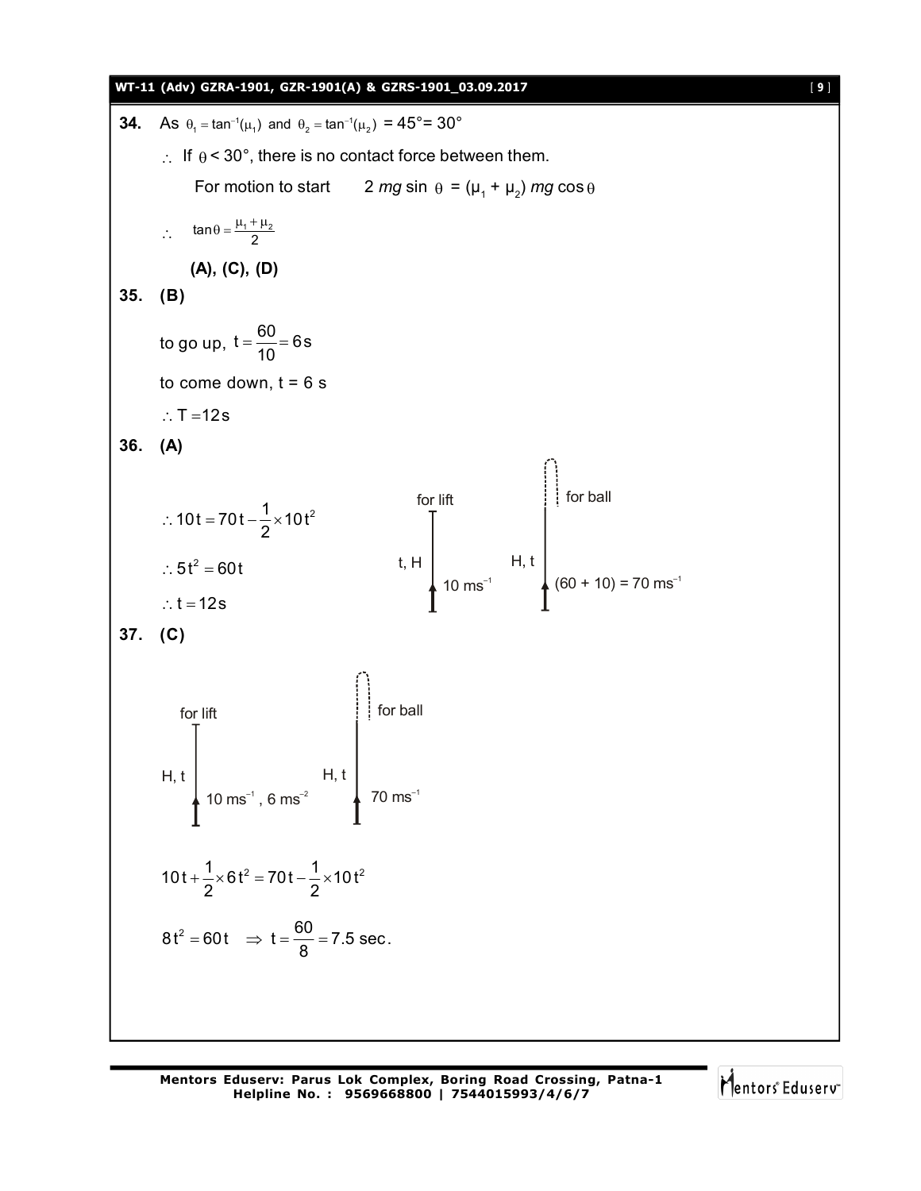**34.** As $\theta_1 = \tan^{-1}(\mu_1)$ and $\theta_2 = \tan^{-1}(\mu_2)$ = 45°= 30°

$\therefore$ If $\theta < 30°$, there is no contact force between them.

For motion to start $\quad 2\,mg \sin\,\theta = (\mu_1 + \mu_2)\,mg \cos\theta$

$\therefore \quad \tan\theta = \frac{\mu_1 + \mu_2}{2}$

**(A), (C), (D)**

**35. (B)**

to go up, $t = \frac{60}{10} = 6\,s$

to come down, t = 6 s

$\therefore T = 12\,s$

**36. (A)**

for lift: t, H, $10\ ms^{-1}$

for ball: H, t, $(60 + 10) = 70\ ms^{-1}$

$\therefore 10t = 70t - \frac{1}{2} \times 10t^2$

$\therefore 5t^2 = 60t$

$\therefore t = 12\,s$

**37. (C)**

for lift: H, t, $10\ ms^{-1}$, $6\ ms^{-2}$

for ball: H, t, $70\ ms^{-1}$

$$10t + \frac{1}{2} \times 6t^2 = 70t - \frac{1}{2} \times 10t^2$$

$$8t^2 = 60t \quad \Rightarrow t = \frac{60}{8} = 7.5\text{ sec}.$$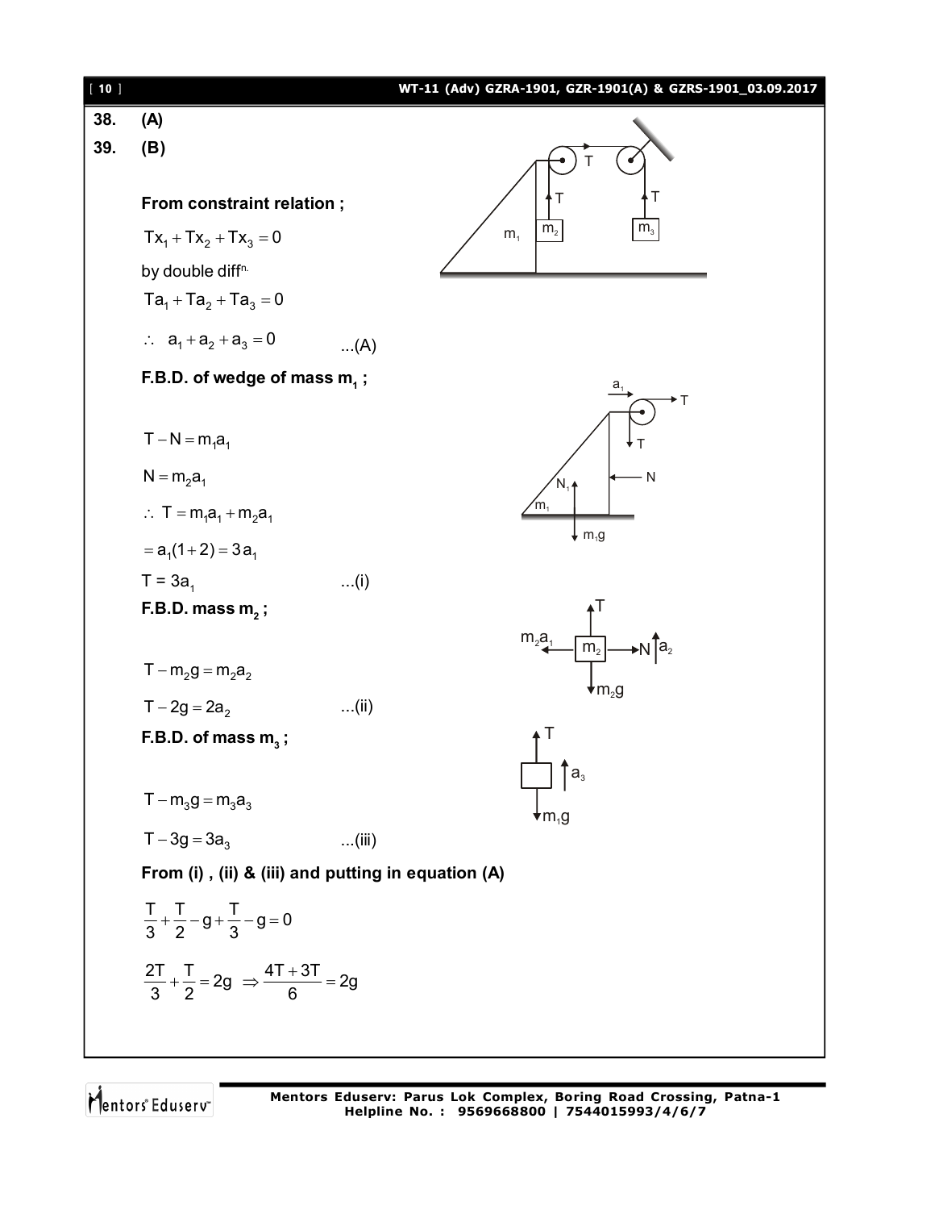**38. (A)**

**39. (B)**

**From constraint relation ;**

$Tx_1 + Tx_2 + Tx_3 = 0$

by double diff$^{n.}$

$Ta_1 + Ta_2 + Ta_3 = 0$

$\therefore \; a_1 + a_2 + a_3 = 0$ ...(A)

**F.B.D. of wedge of mass $m_1$ ;**

$T - N = m_1 a_1$

$N = m_2 a_1$

$\therefore \; T = m_1 a_1 + m_2 a_1$

$= a_1(1+2) = 3a_1$

$T = 3a_1$ ...(i)

**F.B.D. mass $m_2$ ;**

$T - m_2 g = m_2 a_2$

$T - 2g = 2a_2$ ...(ii)

**F.B.D. of mass $m_3$ ;**

$T - m_3 g = m_3 a_3$

$T - 3g = 3a_3$ ...(iii)

**From (i) , (ii) & (iii) and putting in equation (A)**

$$\frac{T}{3} + \frac{T}{2} - g + \frac{T}{3} - g = 0$$

$$\frac{2T}{3} + \frac{T}{2} = 2g \;\Rightarrow\; \frac{4T + 3T}{6} = 2g$$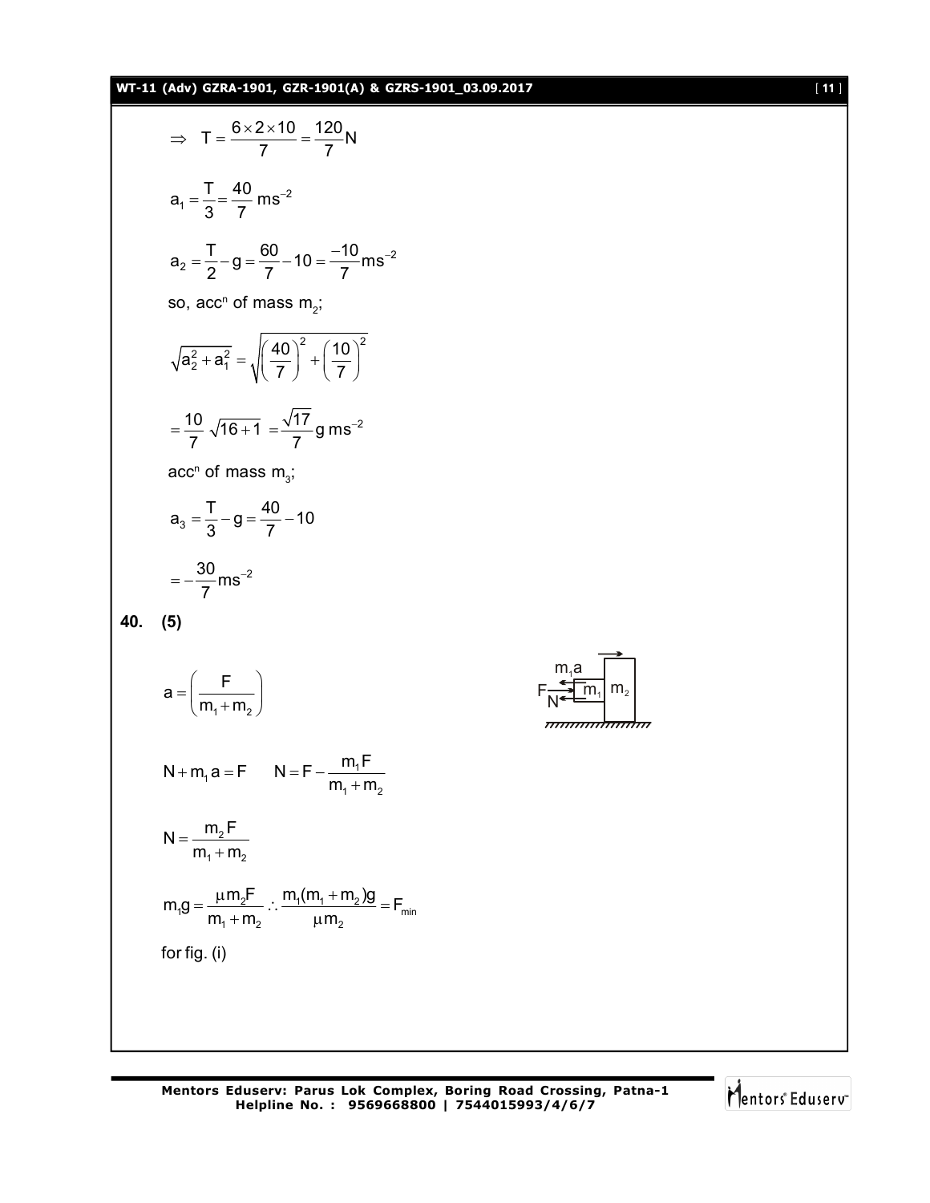$$\Rightarrow \quad T = \frac{6 \times 2 \times 10}{7} = \frac{120}{7} N$$

$$a_1 = \frac{T}{3} = \frac{40}{7} \, ms^{-2}$$

$$a_2 = \frac{T}{2} - g = \frac{60}{7} - 10 = \frac{-10}{7} ms^{-2}$$

so, acc$^n$ of mass $m_2$;

$$\sqrt{a_2^2 + a_1^2} = \sqrt{\left(\frac{40}{7}\right)^2 + \left(\frac{10}{7}\right)^2}$$

$$= \frac{10}{7} \sqrt{16+1} = \frac{\sqrt{17}}{7} g \, ms^{-2}$$

acc$^n$ of mass $m_3$;

$$a_3 = \frac{T}{3} - g = \frac{40}{7} - 10$$

$$= -\frac{30}{7} ms^{-2}$$

**40. (5)**

$$a = \left(\frac{F}{m_1 + m_2}\right)$$

$$N + m_1 a = F \qquad N = F - \frac{m_1 F}{m_1 + m_2}$$

$$N = \frac{m_2 F}{m_1 + m_2}$$

$$m_1 g = \frac{\mu m_2 F}{m_1 + m_2} \therefore \frac{m_1(m_1 + m_2)g}{\mu m_2} = F_{min}$$

for fig. (i)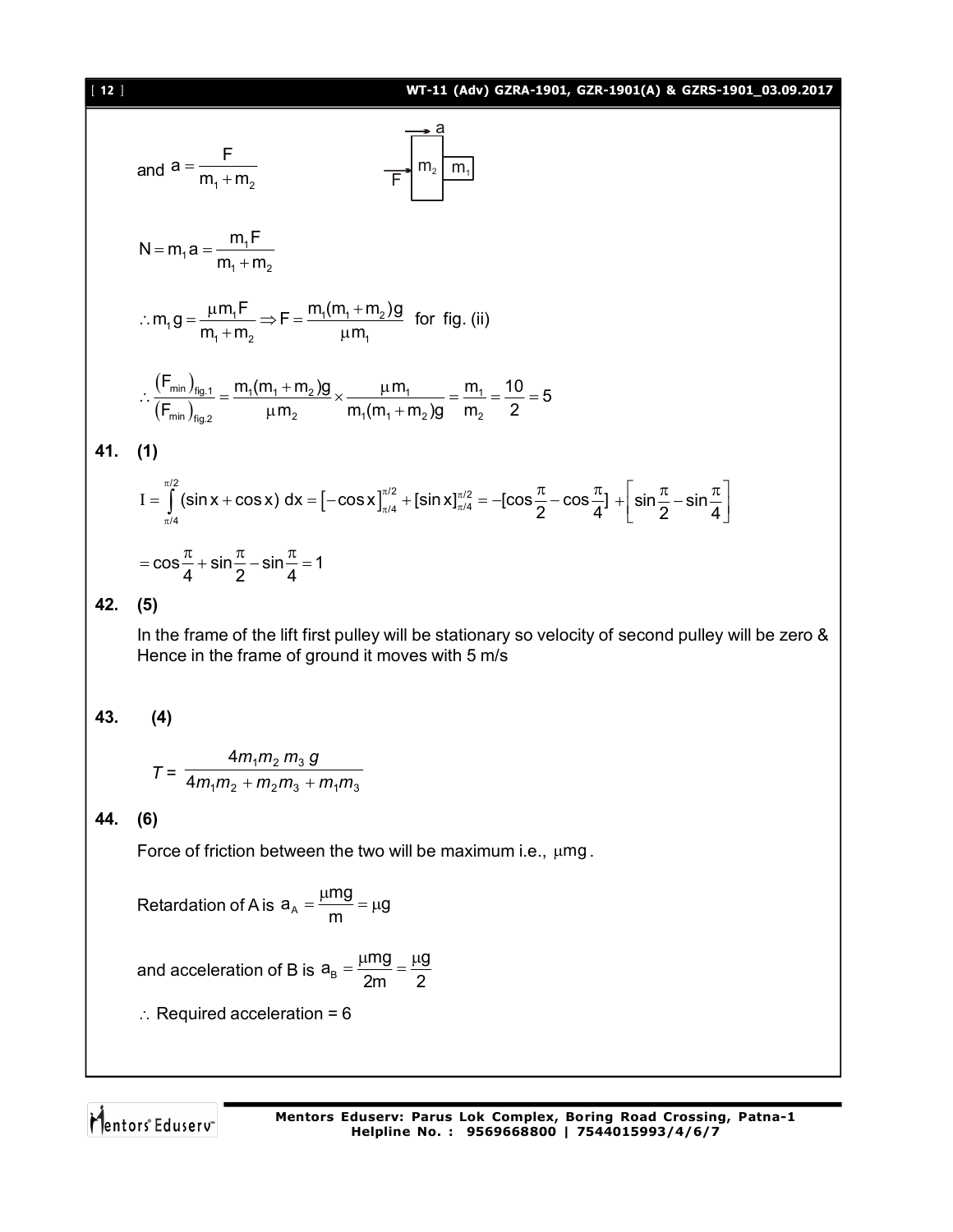and $a = \dfrac{F}{m_1 + m_2}$

$$N = m_1 a = \frac{m_1 F}{m_1 + m_2}$$

$$\therefore m_1 g = \frac{\mu m_1 F}{m_1 + m_2} \Rightarrow F = \frac{m_1(m_1 + m_2)g}{\mu m_1} \text{ for fig. (ii)}$$

$$\therefore \frac{(F_{min})_{fig.1}}{(F_{min})_{fig.2}} = \frac{m_1(m_1 + m_2)g}{\mu m_2} \times \frac{\mu m_1}{m_1(m_1 + m_2)g} = \frac{m_1}{m_2} = \frac{10}{2} = 5$$

**41. (1)**

$$I = \int_{\pi/4}^{\pi/2} (\sin x + \cos x)\, dx = \left[-\cos x\right]_{\pi/4}^{\pi/2} + [\sin x]_{\pi/4}^{\pi/2} = -[\cos\frac{\pi}{2} - \cos\frac{\pi}{4}] + \left[\sin\frac{\pi}{2} - \sin\frac{\pi}{4}\right]$$

$$= \cos\frac{\pi}{4} + \sin\frac{\pi}{2} - \sin\frac{\pi}{4} = 1$$

**42. (5)**

In the frame of the lift first pulley will be stationary so velocity of second pulley will be zero & Hence in the frame of ground it moves with 5 m/s

**43. (4)**

$$T = \frac{4m_1 m_2 m_3 g}{4m_1 m_2 + m_2 m_3 + m_1 m_3}$$

**44. (6)**

Force of friction between the two will be maximum i.e., $\mu mg$.

Retardation of A is $a_A = \dfrac{\mu mg}{m} = \mu g$

and acceleration of B is $a_B = \dfrac{\mu mg}{2m} = \dfrac{\mu g}{2}$

$\therefore$ Required acceleration = 6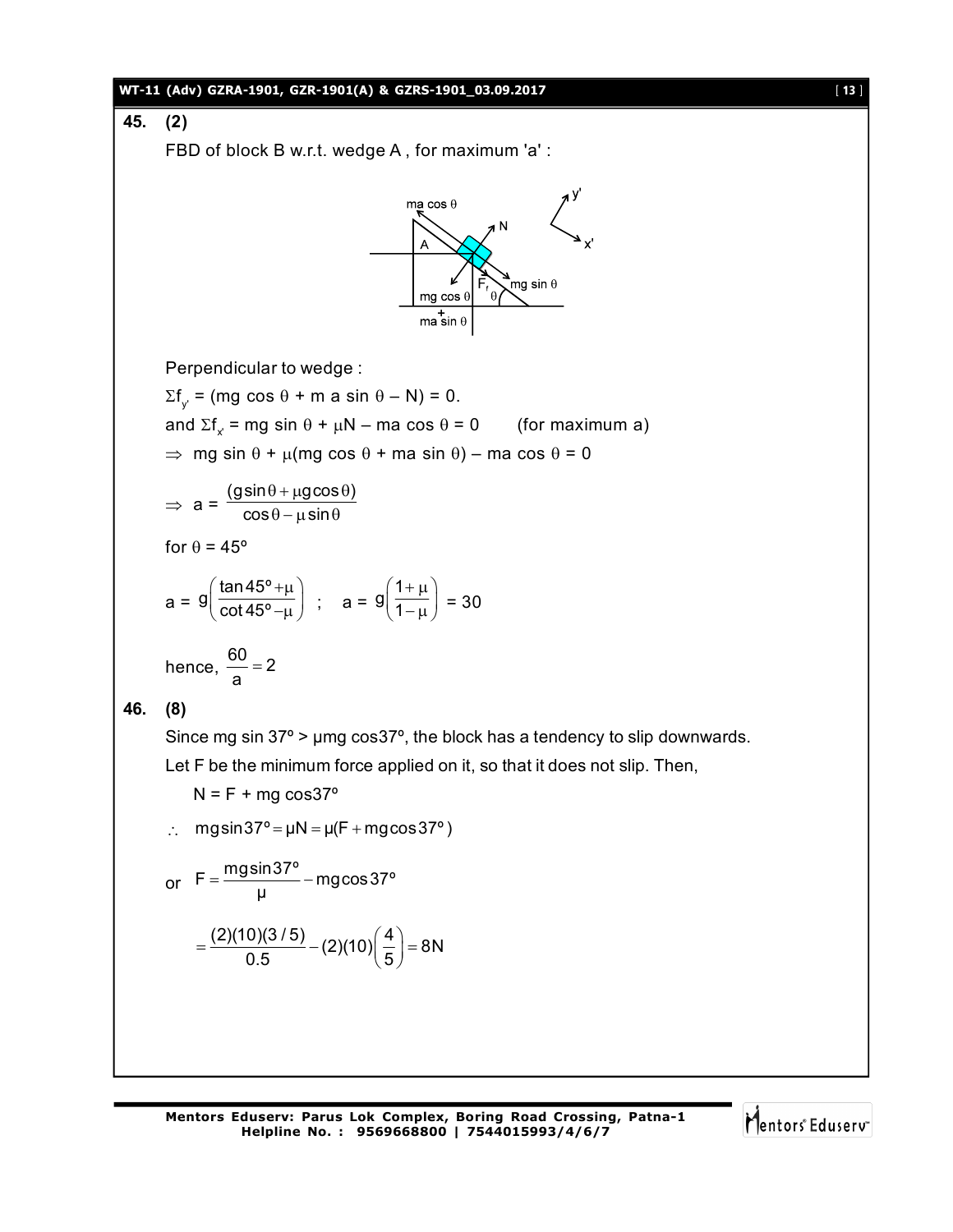**45. (2)**

FBD of block B w.r.t. wedge A , for maximum 'a' :

Perpendicular to wedge :

$\Sigma f_{y'}$ = (mg cos θ + m a sin θ – N) = 0.

and $\Sigma f_{x'}$ = mg sin θ + μN – ma cos θ = 0 (for maximum a)

$\Rightarrow$ mg sin θ + μ(mg cos θ + ma sin θ) – ma cos θ = 0

$$\Rightarrow a = \frac{(g\sin\theta + \mu g\cos\theta)}{\cos\theta - \mu\sin\theta}$$

for θ = 45°

$$a = g\left(\frac{\tan 45^\circ + \mu}{\cot 45^\circ - \mu}\right) \; ; \quad a = g\left(\frac{1+\mu}{1-\mu}\right) = 30$$

hence, $\frac{60}{a} = 2$

**46. (8)**

Since mg sin 37° > μmg cos37°, the block has a tendency to slip downwards.

Let F be the minimum force applied on it, so that it does not slip. Then,

N = F + mg cos37°

$$\therefore \quad mg\sin 37^\circ = \mu N = \mu(F + mg\cos 37^\circ)$$

or $$F = \frac{mg\sin 37^\circ}{\mu} - mg\cos 37^\circ$$

$$= \frac{(2)(10)(3/5)}{0.5} - (2)(10)\left(\frac{4}{5}\right) = 8\text{N}$$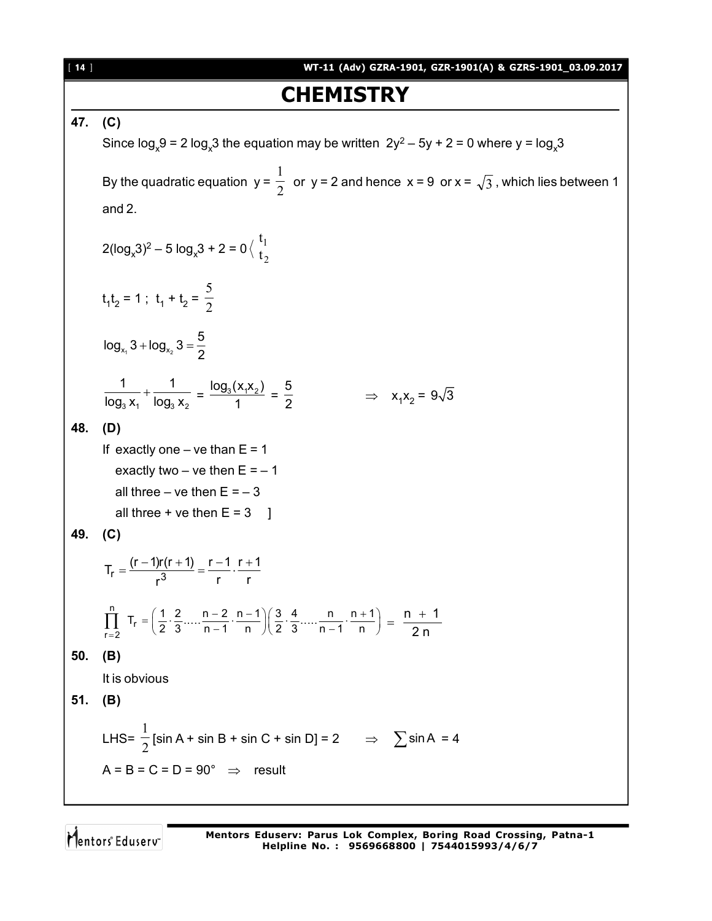# CHEMISTRY

**47. (C)**

Since $\log_x 9 = 2\log_x 3$ the equation may be written $2y^2 - 5y + 2 = 0$ where $y = \log_x 3$

By the quadratic equation $y = \frac{1}{2}$ or $y = 2$ and hence $x = 9$ or $x = \sqrt{3}$, which lies between 1 and 2.

$$2(\log_x 3)^2 - 5\log_x 3 + 2 = 0 \left\langle \begin{matrix} t_1 \\ t_2 \end{matrix} \right.$$

$$t_1 t_2 = 1\ ;\ t_1 + t_2 = \frac{5}{2}$$

$$\log_{x_1} 3 + \log_{x_2} 3 = \frac{5}{2}$$

$$\frac{1}{\log_3 x_1} + \frac{1}{\log_3 x_2} = \frac{\log_3(x_1 x_2)}{1} = \frac{5}{2} \qquad \Rightarrow \quad x_1 x_2 = 9\sqrt{3}$$

**48. (D)**

If exactly one – ve than E = 1

exactly two – ve then E = – 1

all three – ve then E = – 3

all three + ve then E = 3 ]

**49. (C)**

$$T_r = \frac{(r-1)r(r+1)}{r^3} = \frac{r-1}{r} \cdot \frac{r+1}{r}$$

$$\prod_{r=2}^{n} T_r = \left(\frac{1}{2} \cdot \frac{2}{3} \cdots \frac{n-2}{n-1} \cdot \frac{n-1}{n}\right)\left(\frac{3}{2} \cdot \frac{4}{3} \cdots \frac{n}{n-1} \cdot \frac{n+1}{n}\right) = \frac{n+1}{2n}$$

**50. (B)**

It is obvious

**51. (B)**

$$\text{LHS} = \frac{1}{2}[\sin A + \sin B + \sin C + \sin D] = 2 \qquad \Rightarrow \quad \sum \sin A = 4$$

$A = B = C = D = 90° \ \Rightarrow$ result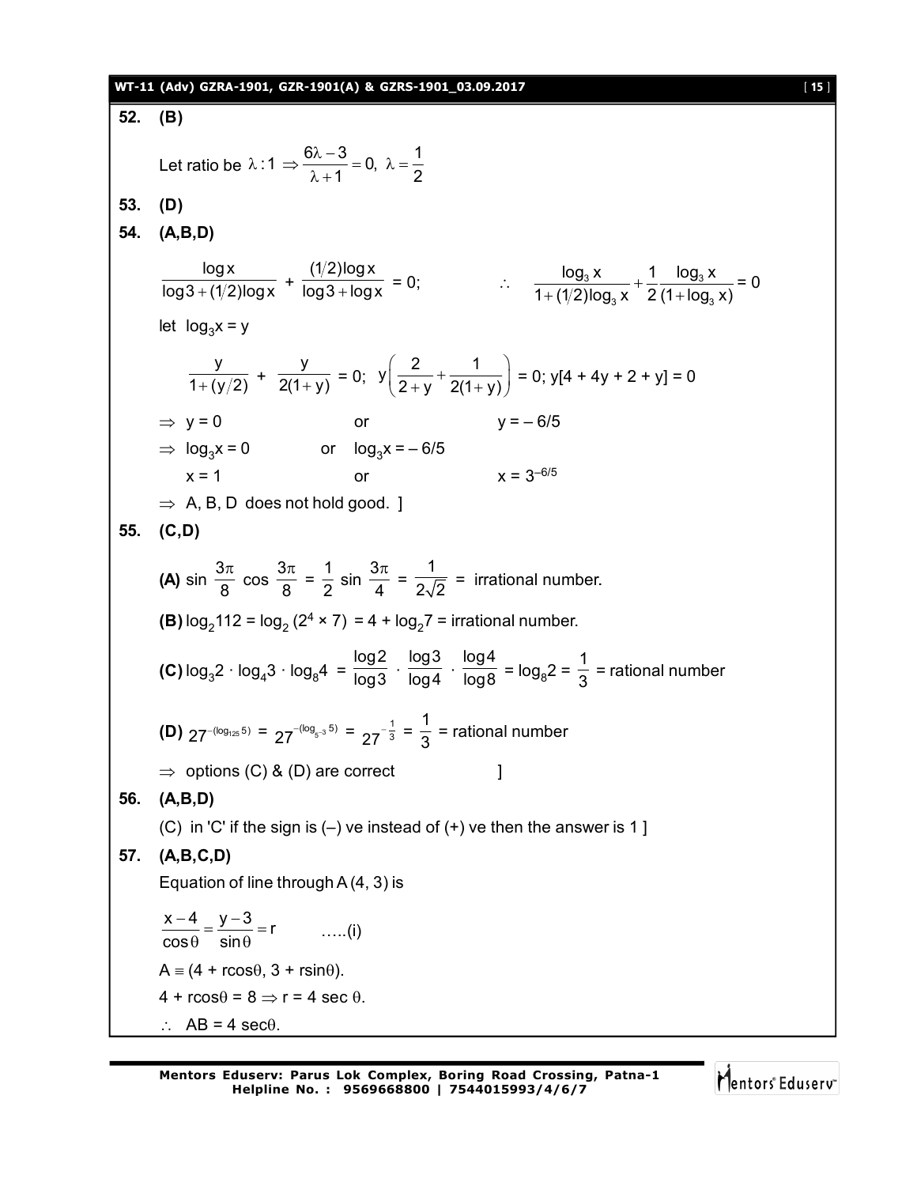**52. (B)**

Let ratio be $\lambda : 1 \Rightarrow \frac{6\lambda - 3}{\lambda + 1} = 0,\ \lambda = \frac{1}{2}$

**53. (D)**

**54. (A,B,D)**

$\frac{\log x}{\log 3 + (1/2)\log x} + \frac{(1/2)\log x}{\log 3 + \log x} = 0;$ $\quad\therefore\quad \frac{\log_3 x}{1 + (1/2)\log_3 x} + \frac{1}{2}\frac{\log_3 x}{(1 + \log_3 x)} = 0$

let $\log_3 x = y$

$\frac{y}{1 + (y/2)} + \frac{y}{2(1+y)} = 0;\ y\left(\frac{2}{2+y} + \frac{1}{2(1+y)}\right) = 0;\ y[4 + 4y + 2 + y] = 0$

$\Rightarrow y = 0 \qquad$ or $\qquad y = -6/5$

$\Rightarrow \log_3 x = 0 \qquad$ or $\quad \log_3 x = -6/5$

$x = 1 \qquad$ or $\qquad x = 3^{-6/5}$

$\Rightarrow$ A, B, D does not hold good. ]

**55. (C,D)**

**(A)** $\sin\frac{3\pi}{8}\cos\frac{3\pi}{8} = \frac{1}{2}\sin\frac{3\pi}{4} = \frac{1}{2\sqrt{2}}$ = irrational number.

**(B)** $\log_2 112 = \log_2(2^4 \times 7) = 4 + \log_2 7$ = irrational number.

**(C)** $\log_3 2 \cdot \log_4 3 \cdot \log_8 4 = \frac{\log 2}{\log 3} \cdot \frac{\log 3}{\log 4} \cdot \frac{\log 4}{\log 8} = \log_8 2 = \frac{1}{3}$ = rational number

**(D)** $27^{-(\log_{125} 5)} = 27^{-(\log_{5^3} 5)} = 27^{-\frac{1}{3}} = \frac{1}{3}$ = rational number

$\Rightarrow$ options (C) & (D) are correct ]

**56. (A,B,D)**

(C) in 'C' if the sign is (–) ve instead of (+) ve then the answer is 1 ]

**57. (A,B,C,D)**

Equation of line through A (4, 3) is

$\frac{x-4}{\cos\theta} = \frac{y-3}{\sin\theta} = r \qquad$ .....(i)

$A \equiv (4 + r\cos\theta, 3 + r\sin\theta)$.

$4 + r\cos\theta = 8 \Rightarrow r = 4\sec\theta$.

$\therefore\ AB = 4\sec\theta$.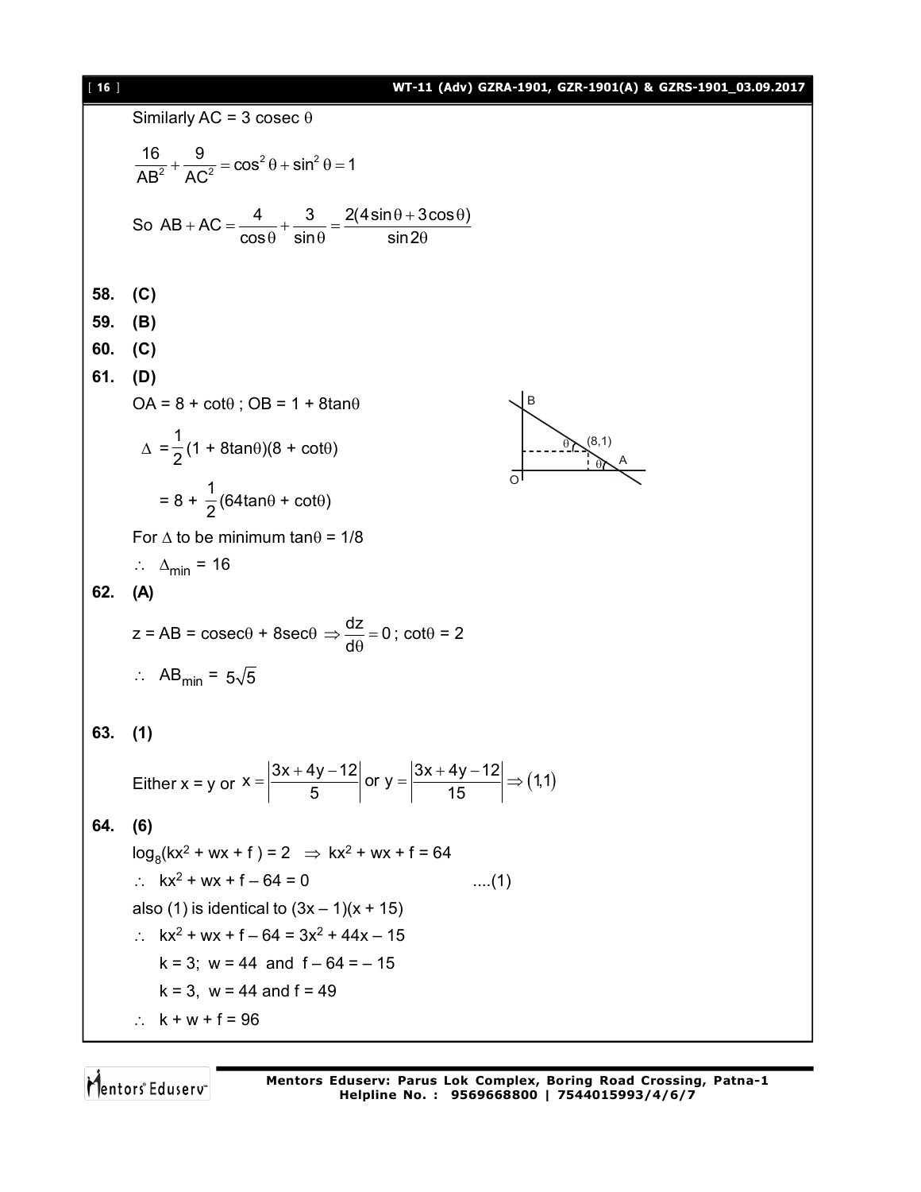Similarly AC = 3 cosec $\theta$

$$\frac{16}{AB^2} + \frac{9}{AC^2} = \cos^2\theta + \sin^2\theta = 1$$

$$\text{So } AB + AC = \frac{4}{\cos\theta} + \frac{3}{\sin\theta} = \frac{2(4\sin\theta + 3\cos\theta)}{\sin 2\theta}$$

**58. (C)**

**59. (B)**

**60. (C)**

**61. (D)**

OA = 8 + cot$\theta$ ; OB = 1 + 8tan$\theta$

$$\Delta = \frac{1}{2}(1 + 8\tan\theta)(8 + \cot\theta)$$

$$= 8 + \frac{1}{2}(64\tan\theta + \cot\theta)$$

For $\Delta$ to be minimum $\tan\theta = 1/8$

$\therefore\ \Delta_{min} = 16$

**62. (A)**

$$z = AB = \text{cosec}\theta + 8\sec\theta \Rightarrow \frac{dz}{d\theta} = 0 \text{ ; } \cot\theta = 2$$

$\therefore\ AB_{min} = 5\sqrt{5}$

**63. (1)**

Either x = y or $x = \left|\frac{3x + 4y - 12}{5}\right|$ or $y = \left|\frac{3x + 4y - 12}{15}\right| \Rightarrow (1,1)$

**64. (6)**

$\log_8(kx^2 + wx + f) = 2 \ \Rightarrow kx^2 + wx + f = 64$

$\therefore\ kx^2 + wx + f - 64 = 0$ ....(1)

also (1) is identical to $(3x - 1)(x + 15)$

$\therefore\ kx^2 + wx + f - 64 = 3x^2 + 44x - 15$

k = 3; w = 44 and f – 64 = – 15

k = 3, w = 44 and f = 49

$\therefore\ k + w + f = 96$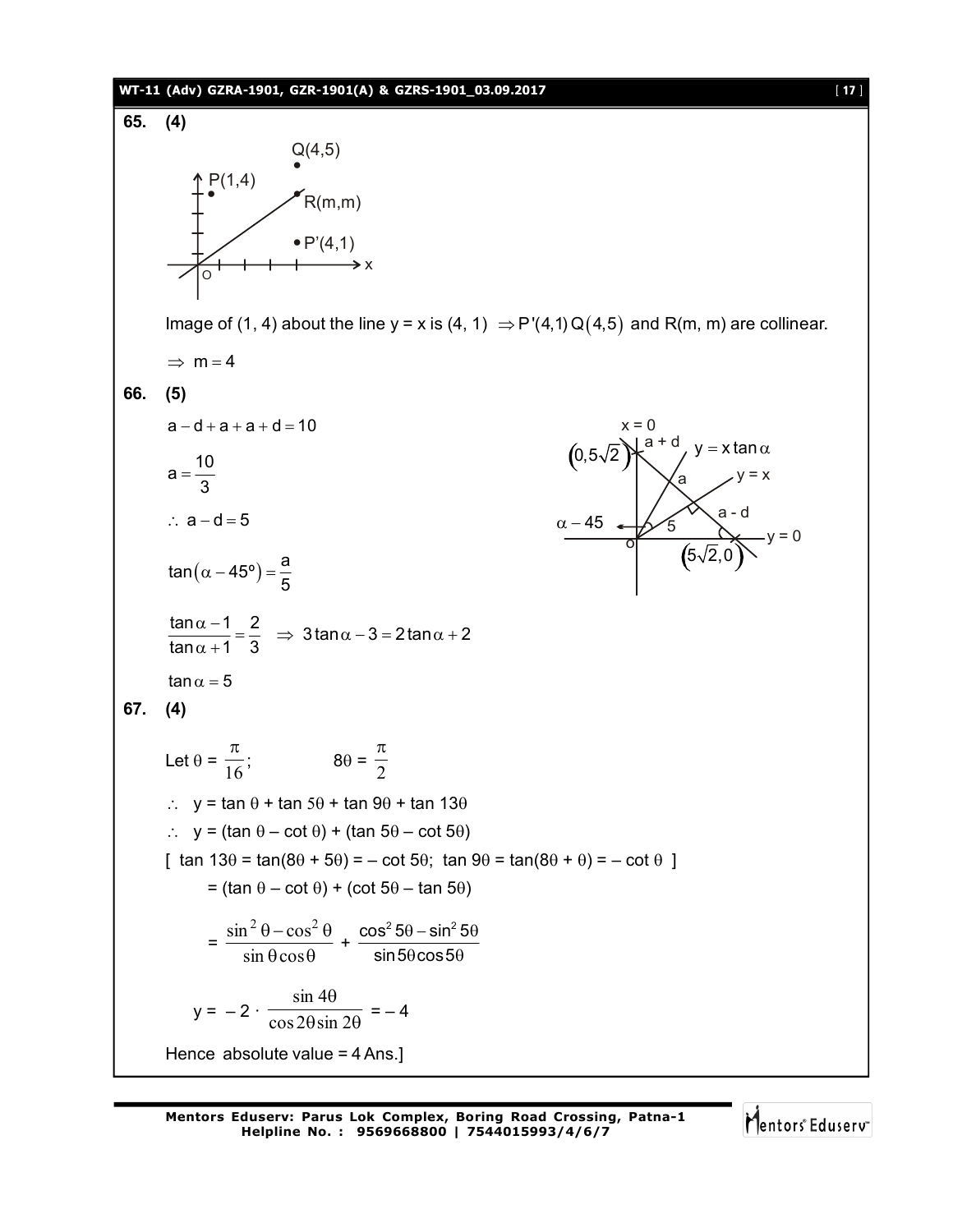**65. (4)**

Image of (1, 4) about the line y = x is (4, 1) $\Rightarrow P'(4,1)\,Q(4,5)$ and R(m, m) are collinear.

$\Rightarrow m = 4$

**66. (5)**

$a - d + a + a + d = 10$

$a = \frac{10}{3}$

$\therefore a - d = 5$

$\tan(\alpha - 45°) = \frac{a}{5}$

$\frac{\tan\alpha - 1}{\tan\alpha + 1} = \frac{2}{3} \Rightarrow 3\tan\alpha - 3 = 2\tan\alpha + 2$

$\tan\alpha = 5$

**67. (4)**

Let $\theta = \frac{\pi}{16}$; $8\theta = \frac{\pi}{2}$

$\therefore$ y = tan θ + tan 5θ + tan 9θ + tan 13θ

$\therefore$ y = (tan θ – cot θ) + (tan 5θ – cot 5θ)

[ tan 13θ = tan(8θ + 5θ) = – cot 5θ; tan 9θ = tan(8θ + θ) = – cot θ ]

= (tan θ – cot θ) + (cot 5θ – tan 5θ)

$= \frac{\sin^2\theta - \cos^2\theta}{\sin\theta\cos\theta} + \frac{\cos^2 5\theta - \sin^2 5\theta}{\sin 5\theta \cos 5\theta}$

$y = -2 \cdot \frac{\sin 4\theta}{\cos 2\theta \sin 2\theta} = -4$

Hence absolute value = 4 Ans.]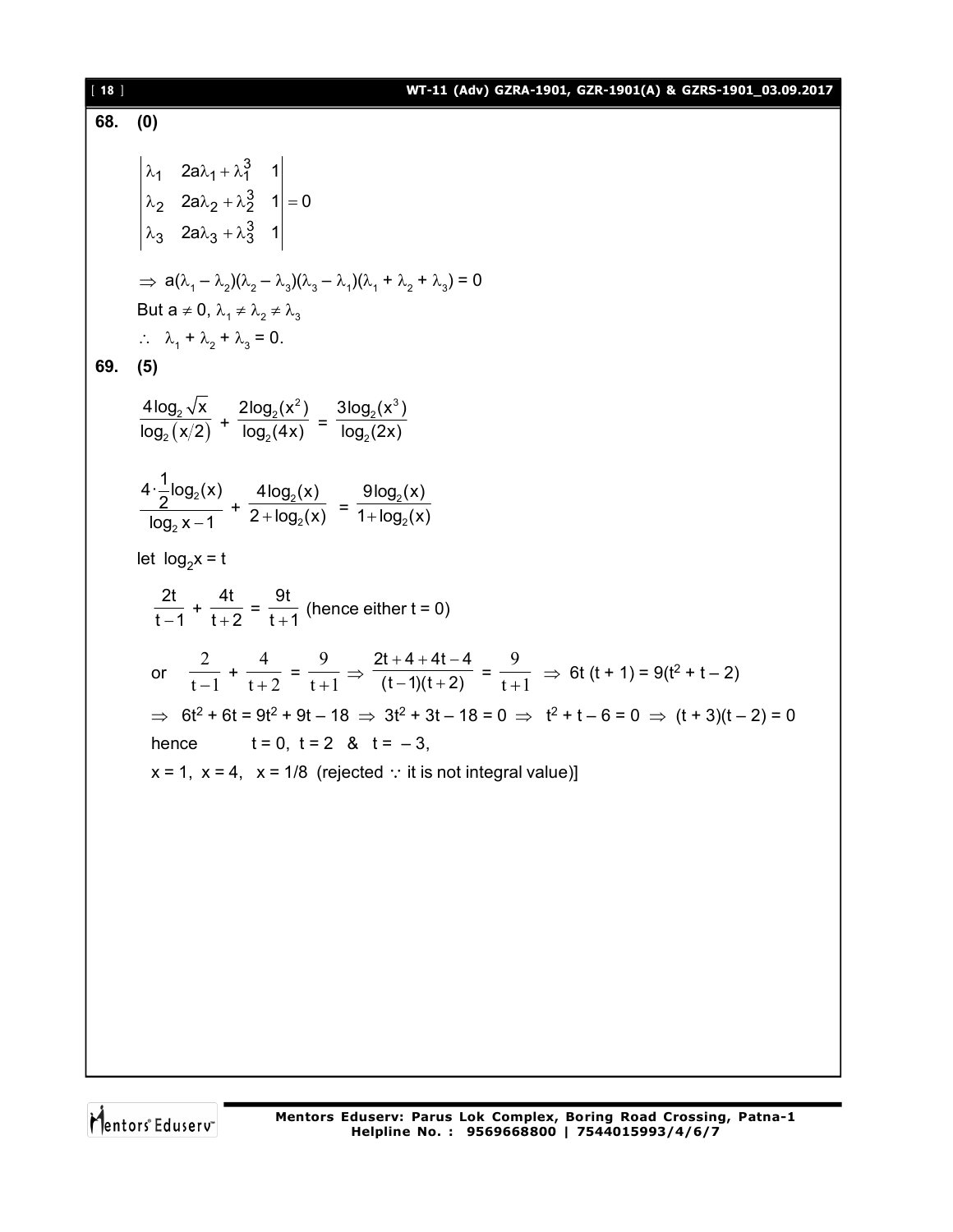**68. (0)**

$$\begin{vmatrix} \lambda_1 & 2a\lambda_1 + \lambda_1^3 & 1 \\ \lambda_2 & 2a\lambda_2 + \lambda_2^3 & 1 \\ \lambda_3 & 2a\lambda_3 + \lambda_3^3 & 1 \end{vmatrix} = 0$$

$\Rightarrow a(\lambda_1 - \lambda_2)(\lambda_2 - \lambda_3)(\lambda_3 - \lambda_1)(\lambda_1 + \lambda_2 + \lambda_3) = 0$

But $a \neq 0$, $\lambda_1 \neq \lambda_2 \neq \lambda_3$

$\therefore \ \lambda_1 + \lambda_2 + \lambda_3 = 0.$

**69. (5)**

$$\frac{4\log_2 \sqrt{x}}{\log_2(x/2)} + \frac{2\log_2(x^2)}{\log_2(4x)} = \frac{3\log_2(x^3)}{\log_2(2x)}$$

$$\frac{4\cdot\frac{1}{2}\log_2(x)}{\log_2 x - 1} + \frac{4\log_2(x)}{2+\log_2(x)} = \frac{9\log_2(x)}{1+\log_2(x)}$$

let $\log_2 x = t$

$\frac{2t}{t-1} + \frac{4t}{t+2} = \frac{9t}{t+1}$ (hence either $t = 0$)

or $\frac{2}{t-1} + \frac{4}{t+2} = \frac{9}{t+1} \Rightarrow \frac{2t+4+4t-4}{(t-1)(t+2)} = \frac{9}{t+1} \Rightarrow 6t(t+1) = 9(t^2 + t - 2)$

$\Rightarrow 6t^2 + 6t = 9t^2 + 9t - 18 \Rightarrow 3t^2 + 3t - 18 = 0 \Rightarrow t^2 + t - 6 = 0 \Rightarrow (t+3)(t-2) = 0$

hence $t = 0$, $t = 2$ & $t = -3$,

$x = 1$, $x = 4$, $x = 1/8$ (rejected $\because$ it is not integral value)]